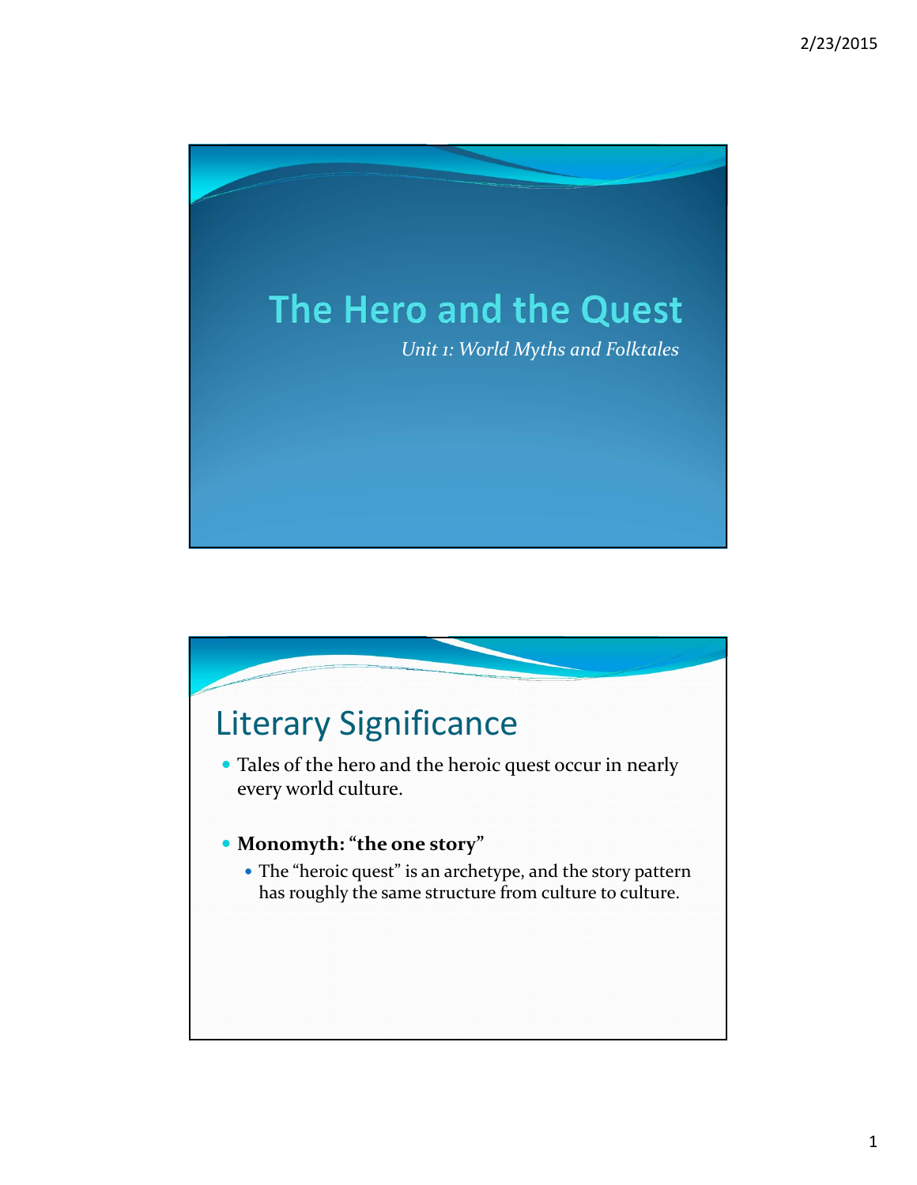# The Hero and the Quest

*Unit 1: World Myths and Folktales*

## Literary Significance

- Tales of the hero and the heroic quest occur in nearly every world culture.
- **Monomyth: "the one story"**
  - The "heroic quest" is an archetype, and the story pattern has roughly the same structure from culture to culture.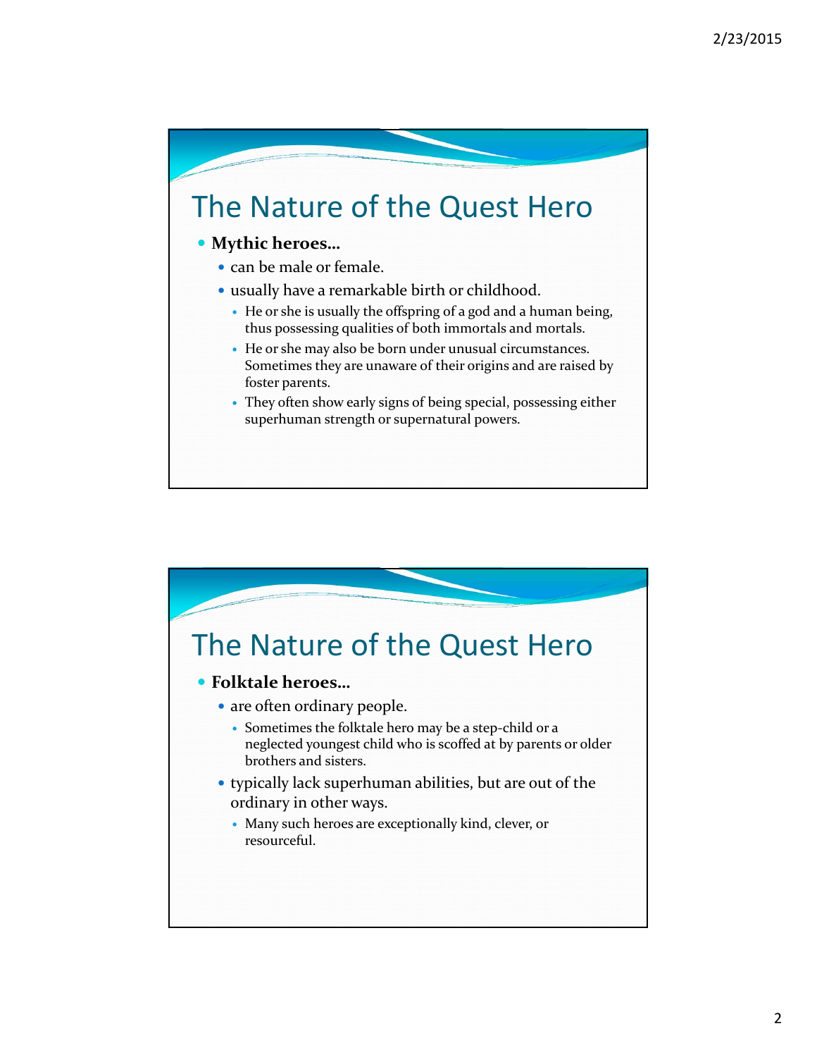## The Nature of the Quest Hero

- **Mythic heroes…**
  - can be male or female.
  - usually have a remarkable birth or childhood.
    - He or she is usually the offspring of a god and a human being, thus possessing qualities of both immortals and mortals.
    - He or she may also be born under unusual circumstances. Sometimes they are unaware of their origins and are raised by foster parents.
    - They often show early signs of being special, possessing either superhuman strength or supernatural powers.

## The Nature of the Quest Hero

- **Folktale heroes…**
  - are often ordinary people.
    - Sometimes the folktale hero may be a step-child or a neglected youngest child who is scoffed at by parents or older brothers and sisters.
  - typically lack superhuman abilities, but are out of the ordinary in other ways.
    - Many such heroes are exceptionally kind, clever, or resourceful.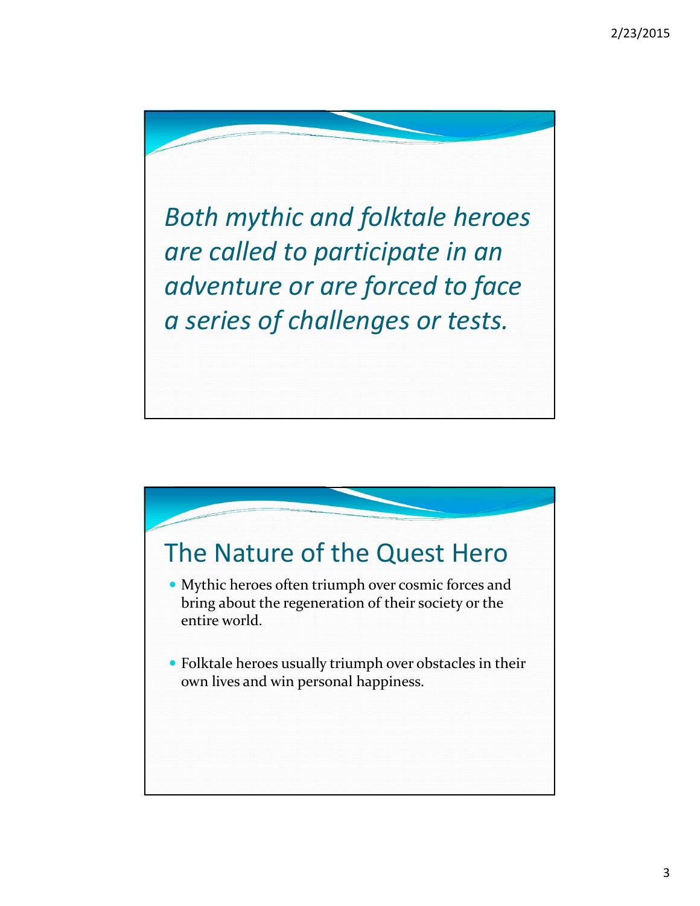*Both mythic and folktale heroes are called to participate in an adventure or are forced to face a series of challenges or tests.*

## The Nature of the Quest Hero

- Mythic heroes often triumph over cosmic forces and bring about the regeneration of their society or the entire world.
- Folktale heroes usually triumph over obstacles in their own lives and win personal happiness.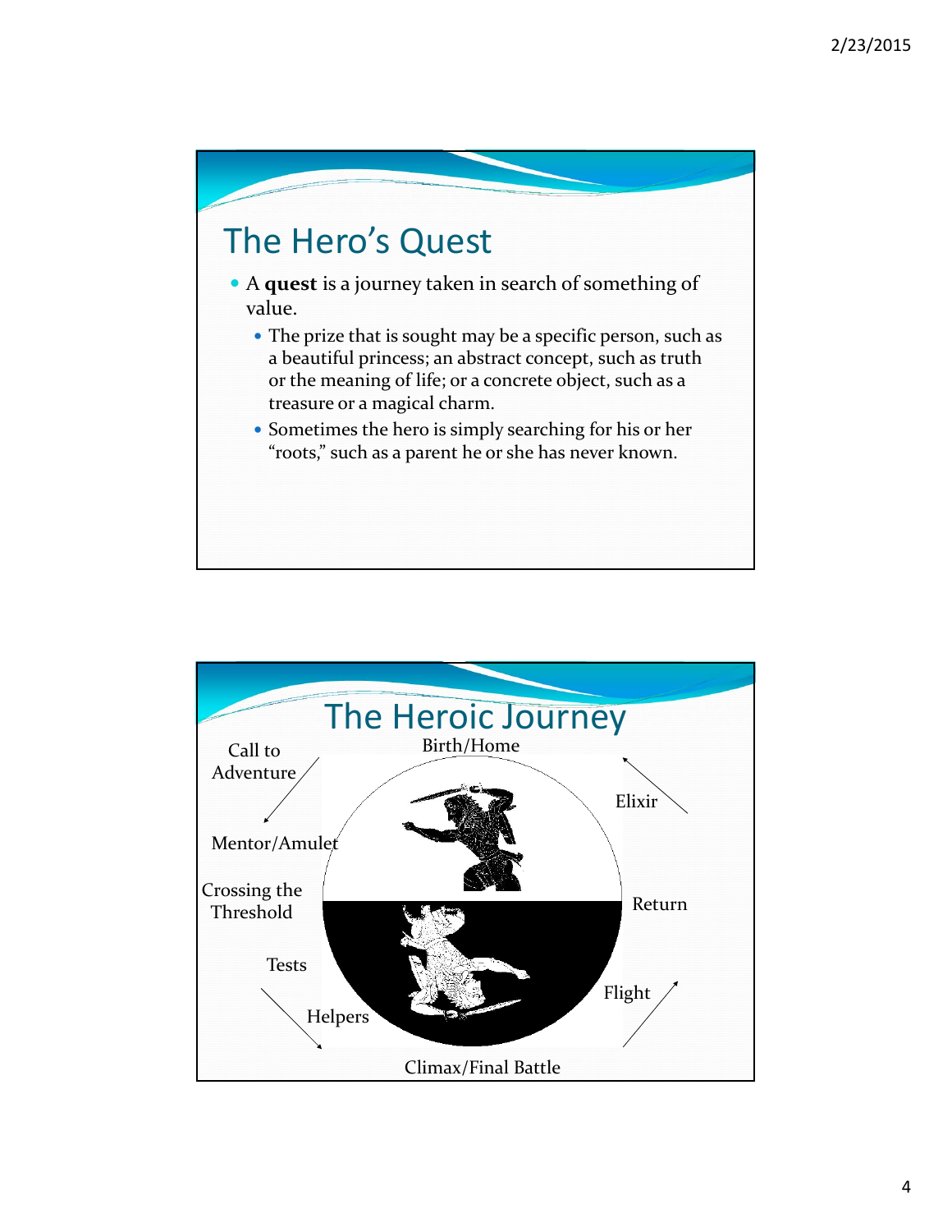# The Hero's Quest

- A **quest** is a journey taken in search of something of value.
  - The prize that is sought may be a specific person, such as a beautiful princess; an abstract concept, such as truth or the meaning of life; or a concrete object, such as a treasure or a magical charm.
  - Sometimes the hero is simply searching for his or her "roots," such as a parent he or she has never known.

# The Heroic Journey

- Birth/Home
- Call to Adventure
- Mentor/Amulet
- Crossing the Threshold
- Tests
- Helpers
- Climax/Final Battle
- Flight
- Return
- Elixir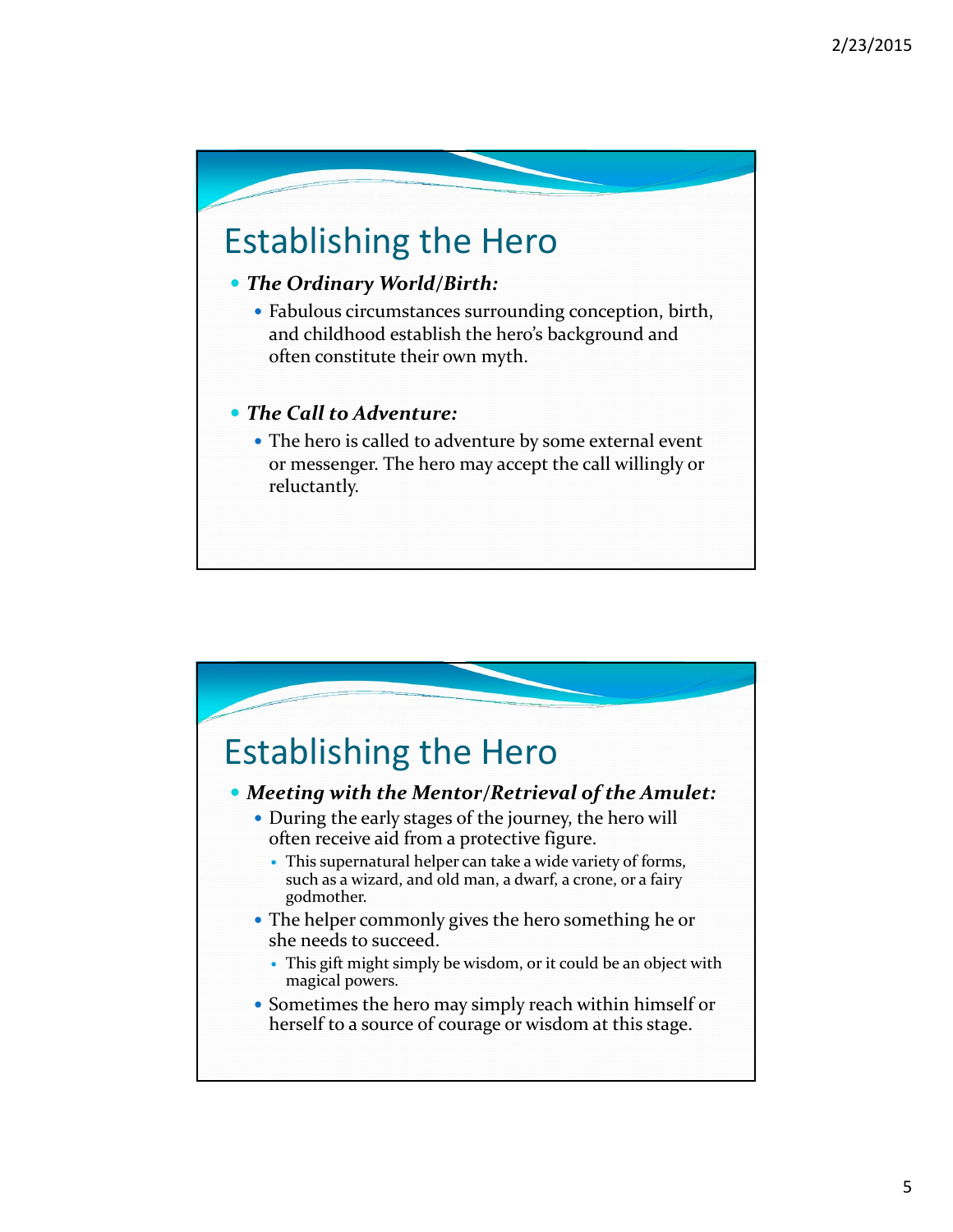## Establishing the Hero

- ***The Ordinary World/Birth:***
  - Fabulous circumstances surrounding conception, birth, and childhood establish the hero's background and often constitute their own myth.

- ***The Call to Adventure:***
  - The hero is called to adventure by some external event or messenger. The hero may accept the call willingly or reluctantly.

## Establishing the Hero

- ***Meeting with the Mentor/Retrieval of the Amulet:***
  - During the early stages of the journey, the hero will often receive aid from a protective figure.
    - This supernatural helper can take a wide variety of forms, such as a wizard, and old man, a dwarf, a crone, or a fairy godmother.
  - The helper commonly gives the hero something he or she needs to succeed.
    - This gift might simply be wisdom, or it could be an object with magical powers.
  - Sometimes the hero may simply reach within himself or herself to a source of courage or wisdom at this stage.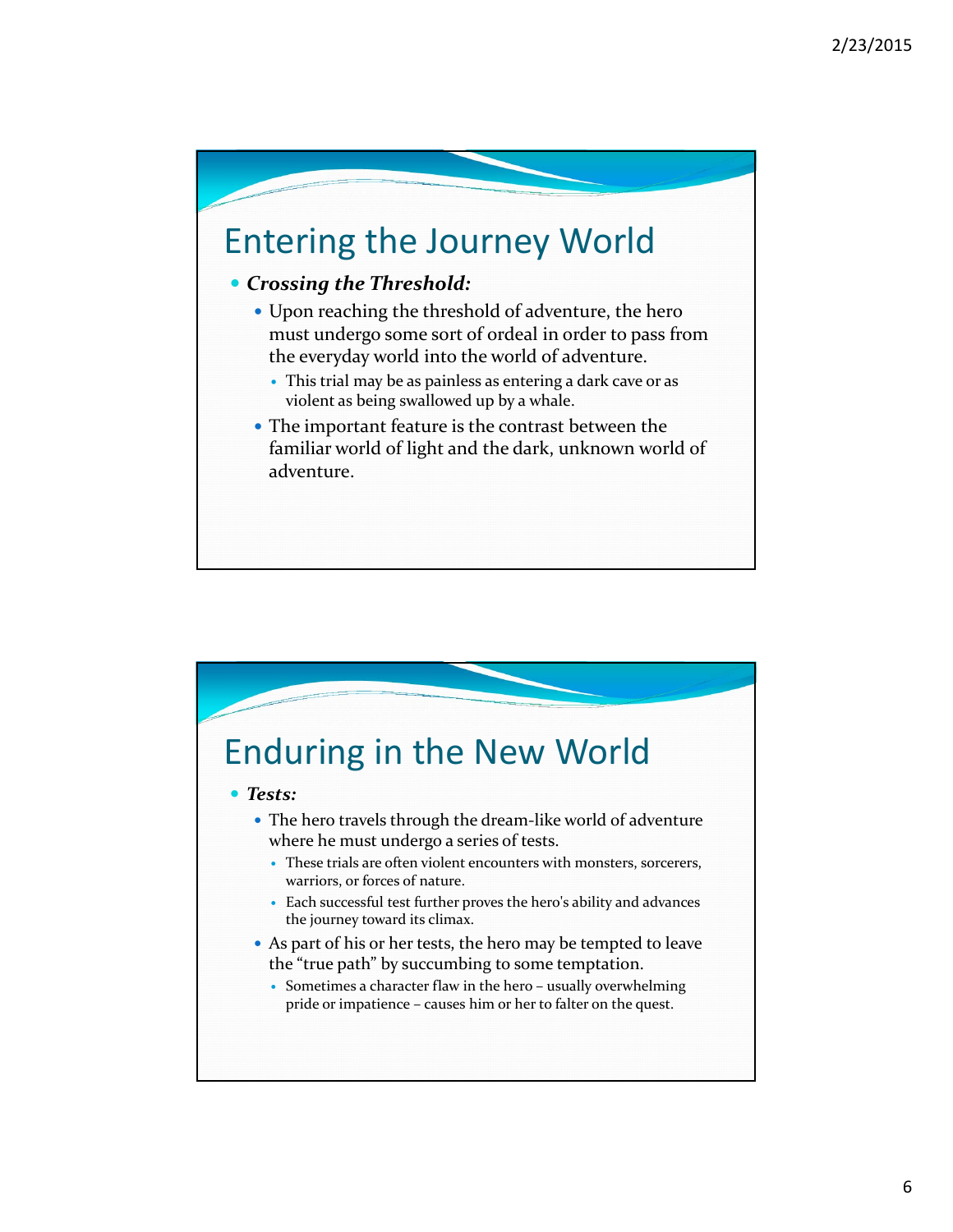## Entering the Journey World

- ***Crossing the Threshold:***
  - Upon reaching the threshold of adventure, the hero must undergo some sort of ordeal in order to pass from the everyday world into the world of adventure.
    - This trial may be as painless as entering a dark cave or as violent as being swallowed up by a whale.
  - The important feature is the contrast between the familiar world of light and the dark, unknown world of adventure.

## Enduring in the New World

- ***Tests:***
  - The hero travels through the dream-like world of adventure where he must undergo a series of tests.
    - These trials are often violent encounters with monsters, sorcerers, warriors, or forces of nature.
    - Each successful test further proves the hero's ability and advances the journey toward its climax.
  - As part of his or her tests, the hero may be tempted to leave the "true path" by succumbing to some temptation.
    - Sometimes a character flaw in the hero – usually overwhelming pride or impatience – causes him or her to falter on the quest.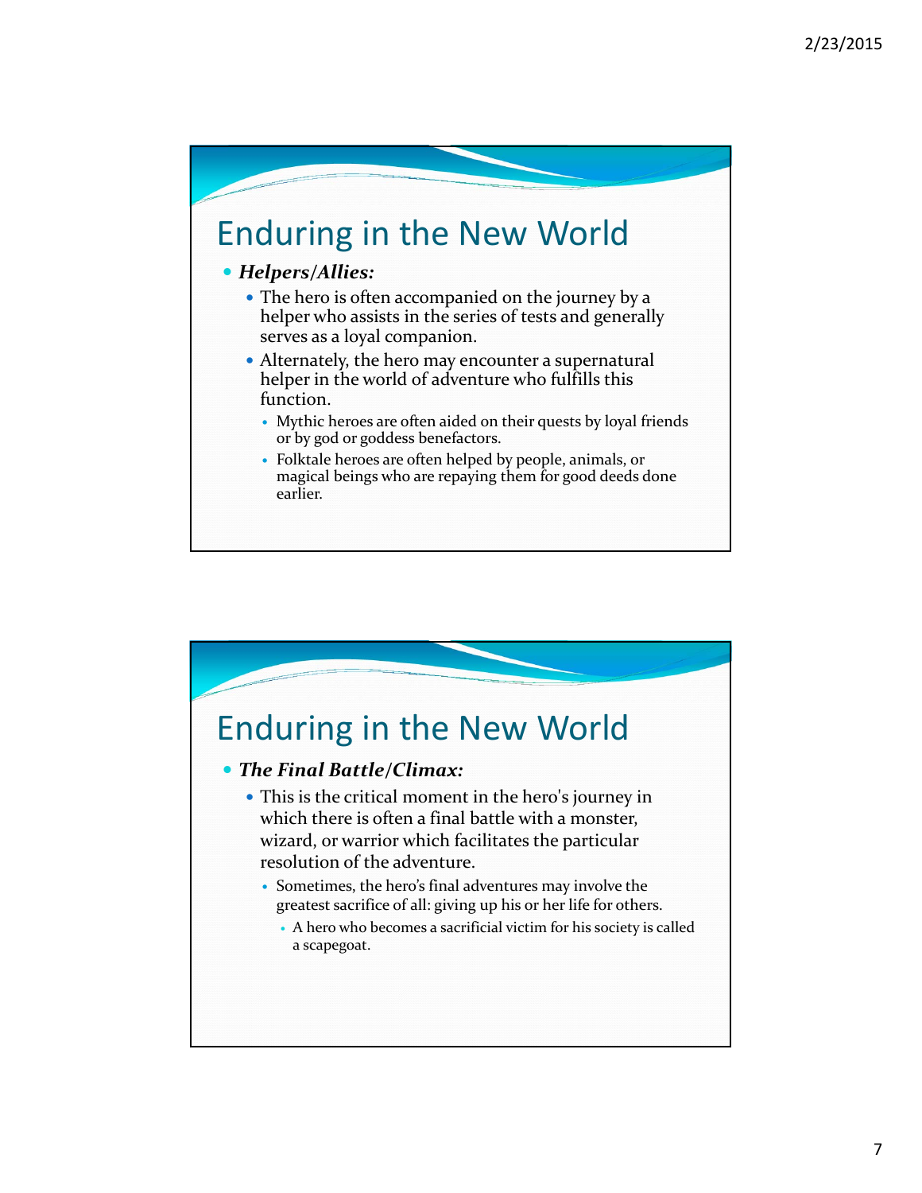## Enduring in the New World

- ***Helpers/Allies:***
  - The hero is often accompanied on the journey by a helper who assists in the series of tests and generally serves as a loyal companion.
  - Alternately, the hero may encounter a supernatural helper in the world of adventure who fulfills this function.
    - Mythic heroes are often aided on their quests by loyal friends or by god or goddess benefactors.
    - Folktale heroes are often helped by people, animals, or magical beings who are repaying them for good deeds done earlier.

## Enduring in the New World

- ***The Final Battle/Climax:***
  - This is the critical moment in the hero's journey in which there is often a final battle with a monster, wizard, or warrior which facilitates the particular resolution of the adventure.
    - Sometimes, the hero's final adventures may involve the greatest sacrifice of all: giving up his or her life for others.
      - A hero who becomes a sacrificial victim for his society is called a scapegoat.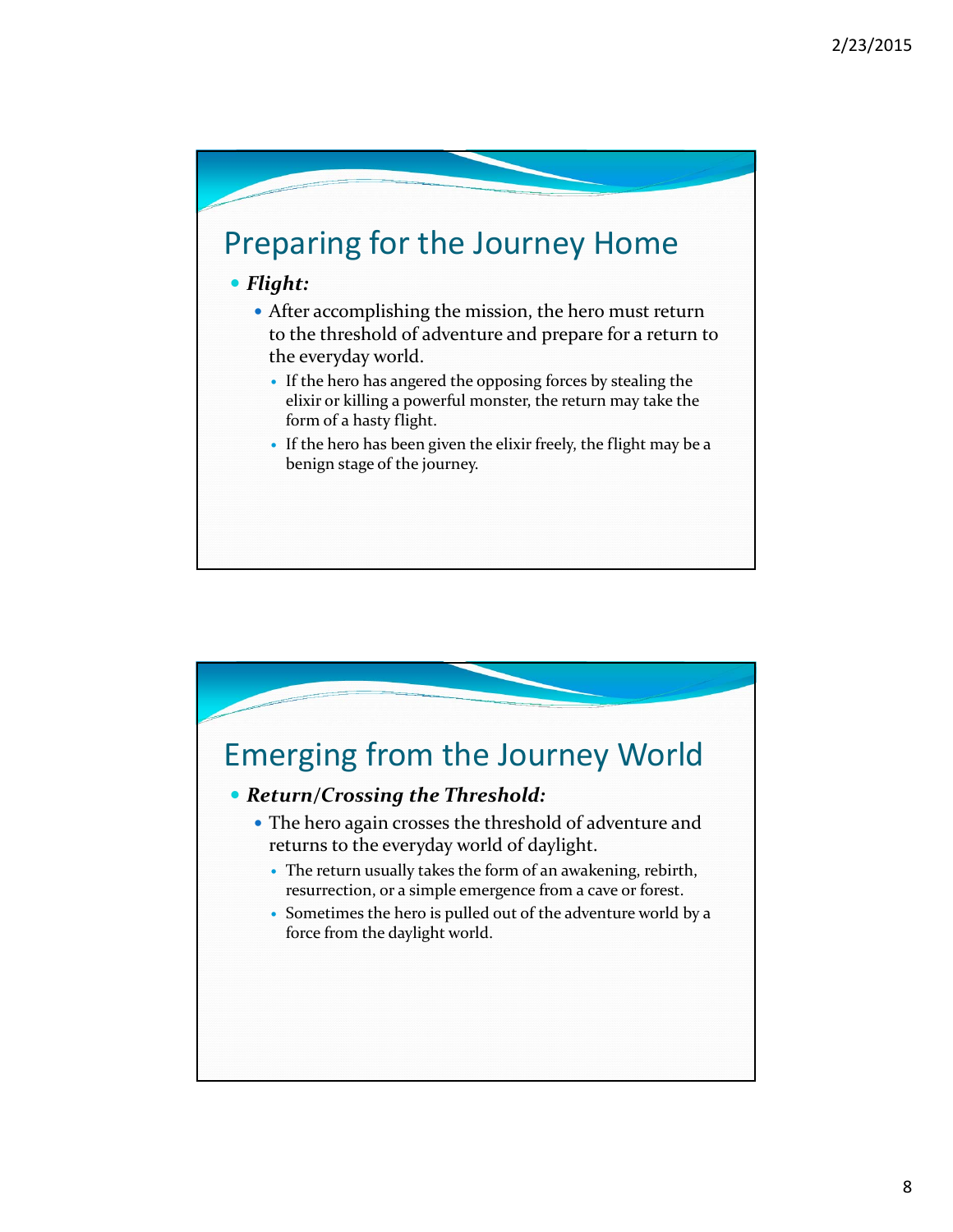## Preparing for the Journey Home

- ***Flight:***
  - After accomplishing the mission, the hero must return to the threshold of adventure and prepare for a return to the everyday world.
    - If the hero has angered the opposing forces by stealing the elixir or killing a powerful monster, the return may take the form of a hasty flight.
    - If the hero has been given the elixir freely, the flight may be a benign stage of the journey.

## Emerging from the Journey World

- ***Return/Crossing the Threshold:***
  - The hero again crosses the threshold of adventure and returns to the everyday world of daylight.
    - The return usually takes the form of an awakening, rebirth, resurrection, or a simple emergence from a cave or forest.
    - Sometimes the hero is pulled out of the adventure world by a force from the daylight world.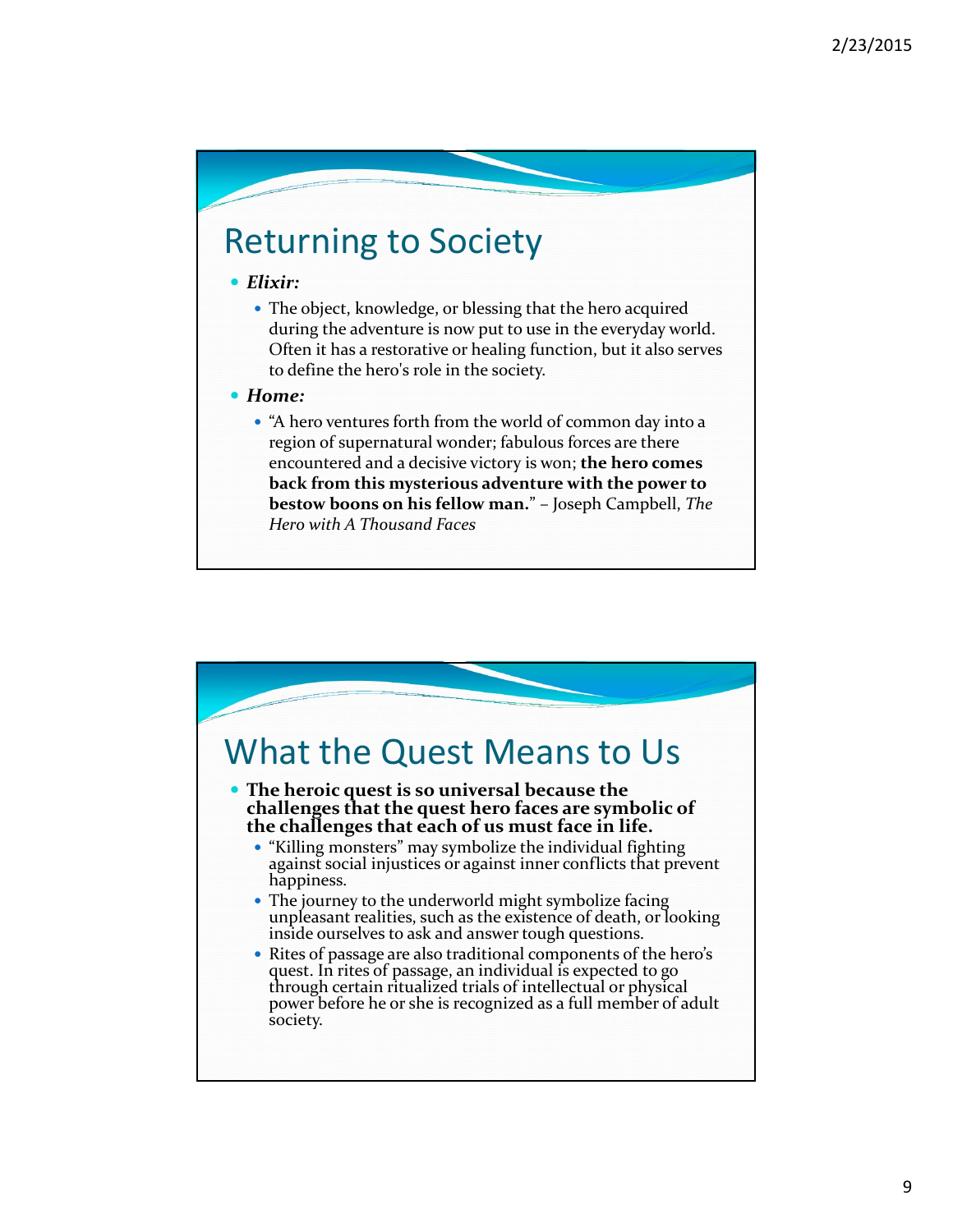## Returning to Society

- ***Elixir:***
  - The object, knowledge, or blessing that the hero acquired during the adventure is now put to use in the everyday world. Often it has a restorative or healing function, but it also serves to define the hero's role in the society.
- ***Home:***
  - "A hero ventures forth from the world of common day into a region of supernatural wonder; fabulous forces are there encountered and a decisive victory is won; **the hero comes back from this mysterious adventure with the power to bestow boons on his fellow man.**" – Joseph Campbell, *The Hero with A Thousand Faces*

## What the Quest Means to Us

- **The heroic quest is so universal because the challenges that the quest hero faces are symbolic of the challenges that each of us must face in life.**
  - "Killing monsters" may symbolize the individual fighting against social injustices or against inner conflicts that prevent happiness.
  - The journey to the underworld might symbolize facing unpleasant realities, such as the existence of death, or looking inside ourselves to ask and answer tough questions.
  - Rites of passage are also traditional components of the hero's quest. In rites of passage, an individual is expected to go through certain ritualized trials of intellectual or physical power before he or she is recognized as a full member of adult society.